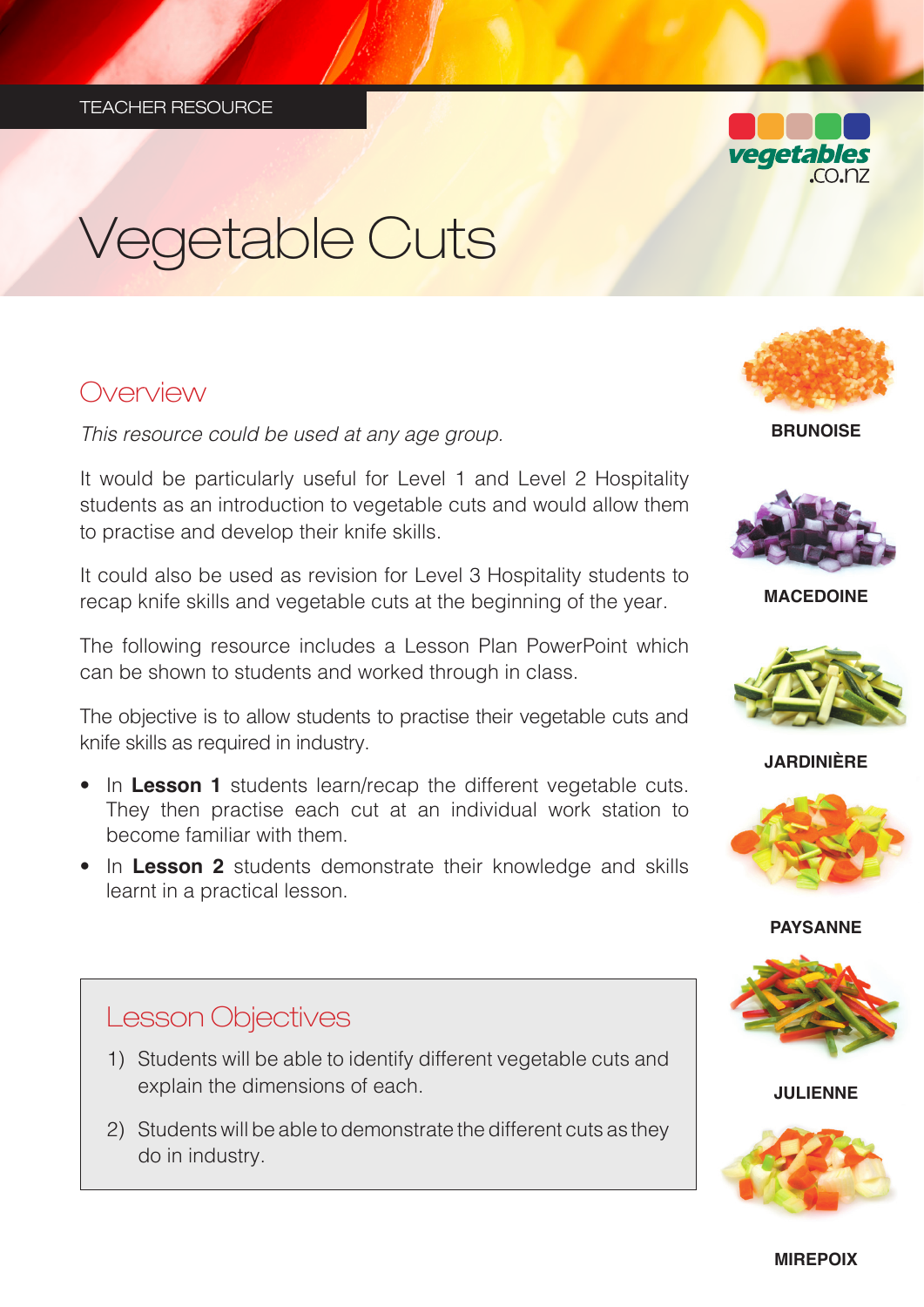TEACHER RESOURCE

# Vegetable Cuts

## Overview

*This resource could be used at any age group.*

It would be particularly useful for Level 1 and Level 2 Hospitality students as an introduction to vegetable cuts and would allow them to practise and develop their knife skills.

It could also be used as revision for Level 3 Hospitality students to recap knife skills and vegetable cuts at the beginning of the year.

The following resource includes a Lesson Plan PowerPoint which can be shown to students and worked through in class.

The objective is to allow students to practise their vegetable cuts and knife skills as required in industry.

- In **Lesson 1** students learn/recap the different vegetable cuts. They then practise each cut at an individual work station to become familiar with them.
- In **Lesson 2** students demonstrate their knowledge and skills learnt in a practical lesson.

## Lesson Objectives

1) Students will be able to identify different vegetable cuts and explain the dimensions of each.
2) Students will be able to demonstrate the different cuts as they do in industry.

**BRUNOISE**

**MACEDOINE**

**JARDINIÈRE**

**PAYSANNE**

**JULIENNE**

**MIREPOIX**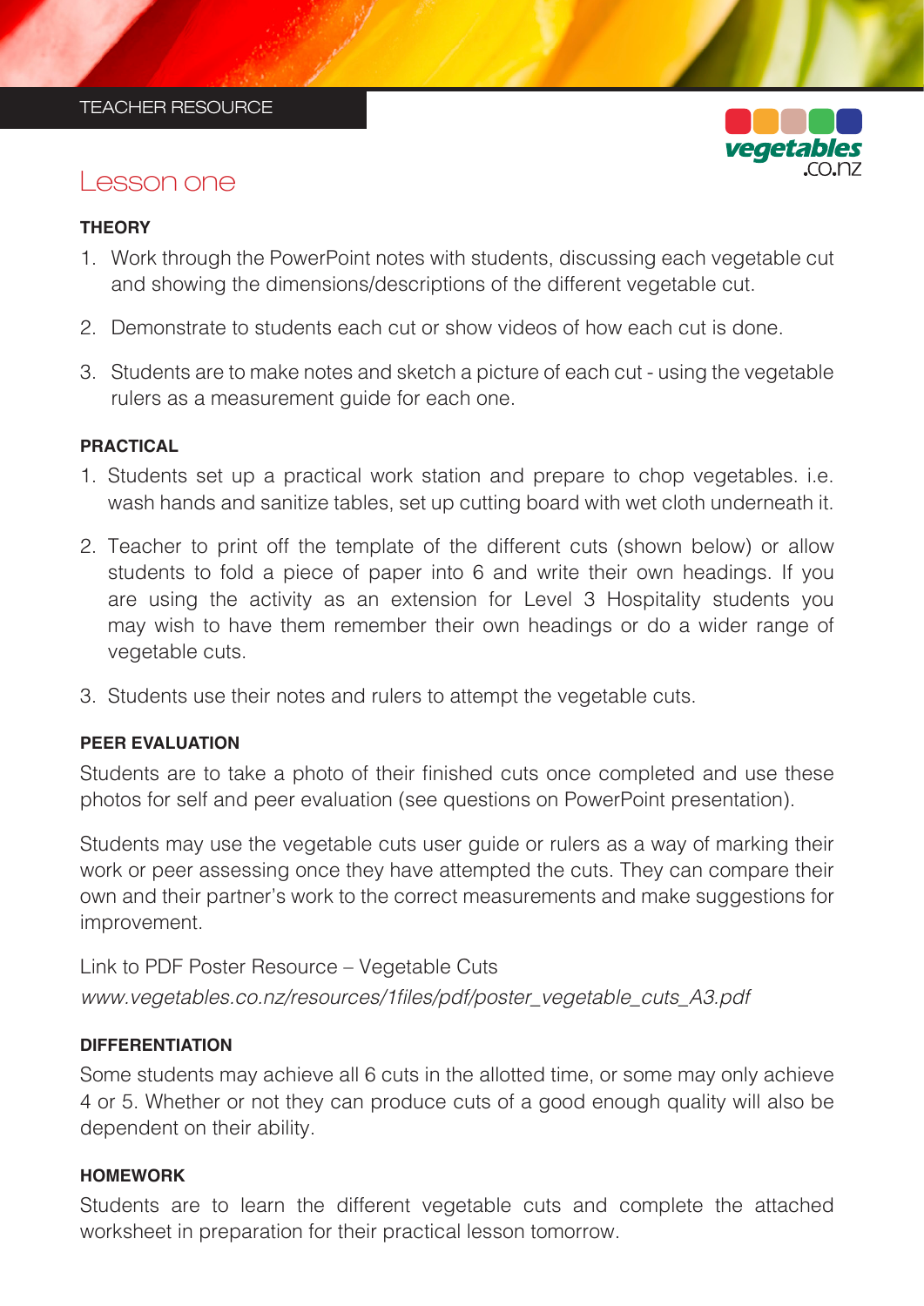TEACHER RESOURCE

# Lesson one

### THEORY

1. Work through the PowerPoint notes with students, discussing each vegetable cut and showing the dimensions/descriptions of the different vegetable cut.
2. Demonstrate to students each cut or show videos of how each cut is done.
3. Students are to make notes and sketch a picture of each cut - using the vegetable rulers as a measurement guide for each one.

### PRACTICAL

1. Students set up a practical work station and prepare to chop vegetables. i.e. wash hands and sanitize tables, set up cutting board with wet cloth underneath it.
2. Teacher to print off the template of the different cuts (shown below) or allow students to fold a piece of paper into 6 and write their own headings. If you are using the activity as an extension for Level 3 Hospitality students you may wish to have them remember their own headings or do a wider range of vegetable cuts.
3. Students use their notes and rulers to attempt the vegetable cuts.

### PEER EVALUATION

Students are to take a photo of their finished cuts once completed and use these photos for self and peer evaluation (see questions on PowerPoint presentation).

Students may use the vegetable cuts user guide or rulers as a way of marking their work or peer assessing once they have attempted the cuts. They can compare their own and their partner's work to the correct measurements and make suggestions for improvement.

Link to PDF Poster Resource – Vegetable Cuts
*www.vegetables.co.nz/resources/1files/pdf/poster_vegetable_cuts_A3.pdf*

### DIFFERENTIATION

Some students may achieve all 6 cuts in the allotted time, or some may only achieve 4 or 5. Whether or not they can produce cuts of a good enough quality will also be dependent on their ability.

### HOMEWORK

Students are to learn the different vegetable cuts and complete the attached worksheet in preparation for their practical lesson tomorrow.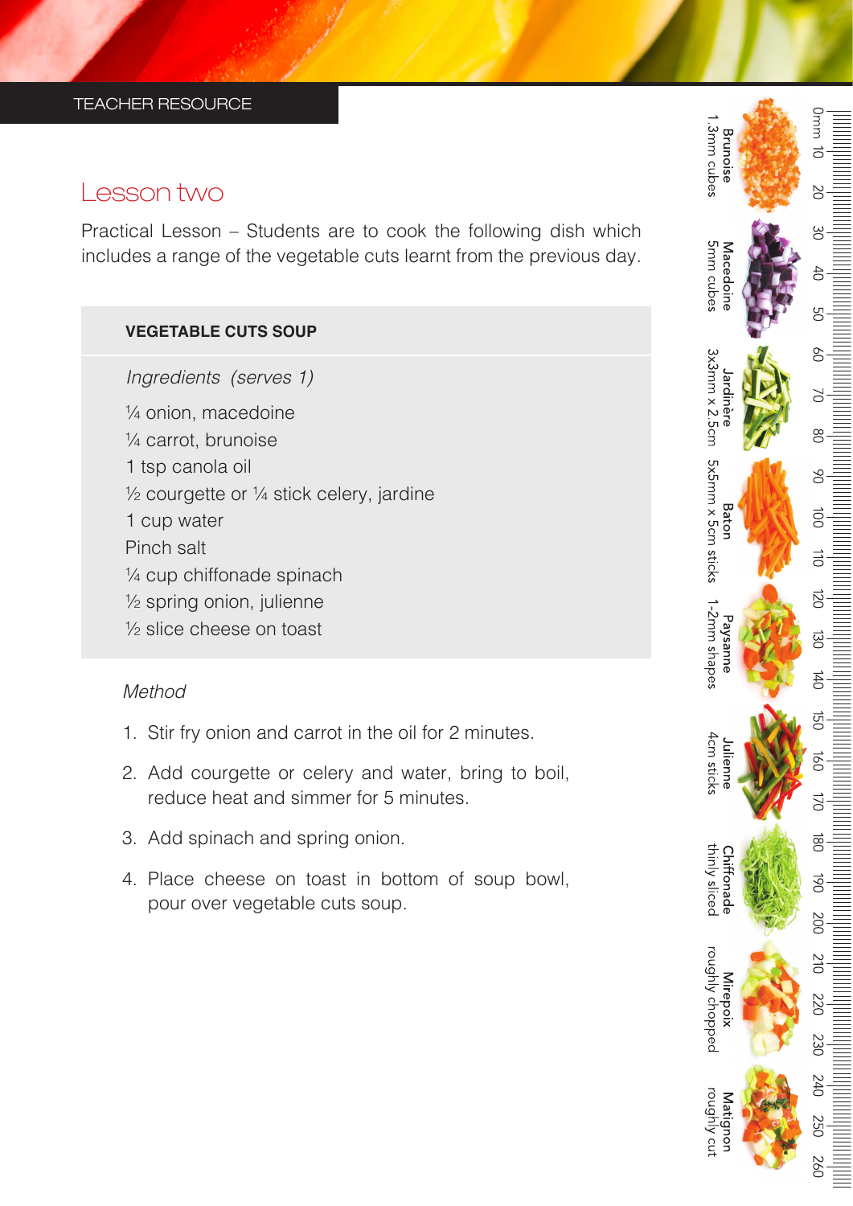TEACHER RESOURCE

# Lesson two

Practical Lesson – Students are to cook the following dish which includes a range of the vegetable cuts learnt from the previous day.

## VEGETABLE CUTS SOUP

*Ingredients (serves 1)*

¼ onion, macedoine
¼ carrot, brunoise
1 tsp canola oil
½ courgette or ¼ stick celery, jardine
1 cup water
Pinch salt
¼ cup chiffonade spinach
½ spring onion, julienne
½ slice cheese on toast

*Method*

1. Stir fry onion and carrot in the oil for 2 minutes.
2. Add courgette or celery and water, bring to boil, reduce heat and simmer for 5 minutes.
3. Add spinach and spring onion.
4. Place cheese on toast in bottom of soup bowl, pour over vegetable cuts soup.

**Brunoise** 1.3mm cubes

**Macedoine** 5mm cubes

**Jardinère** 3x3mm x 2.5cm

**Baton** 5x5mm x 5cm sticks

**Paysanne** 1-2mm shapes

**Julienne** 4cm sticks

**Chiffonade** thinly sliced

**Mirepoix** roughly chopped

**Matignon** roughly cut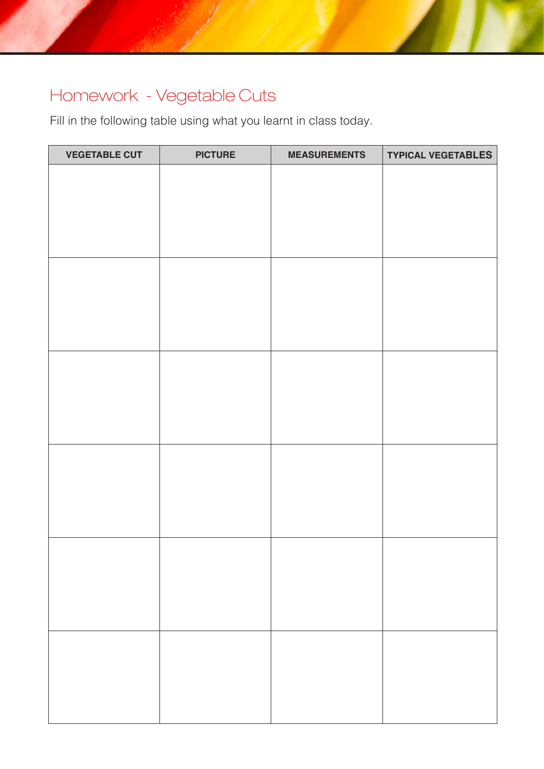## Homework - Vegetable Cuts

Fill in the following table using what you learnt in class today.

| VEGETABLE CUT | PICTURE | MEASUREMENTS | TYPICAL VEGETABLES |
|---|---|---|---|
| | | | |
| | | | |
| | | | |
| | | | |
| | | | |
| | | | |